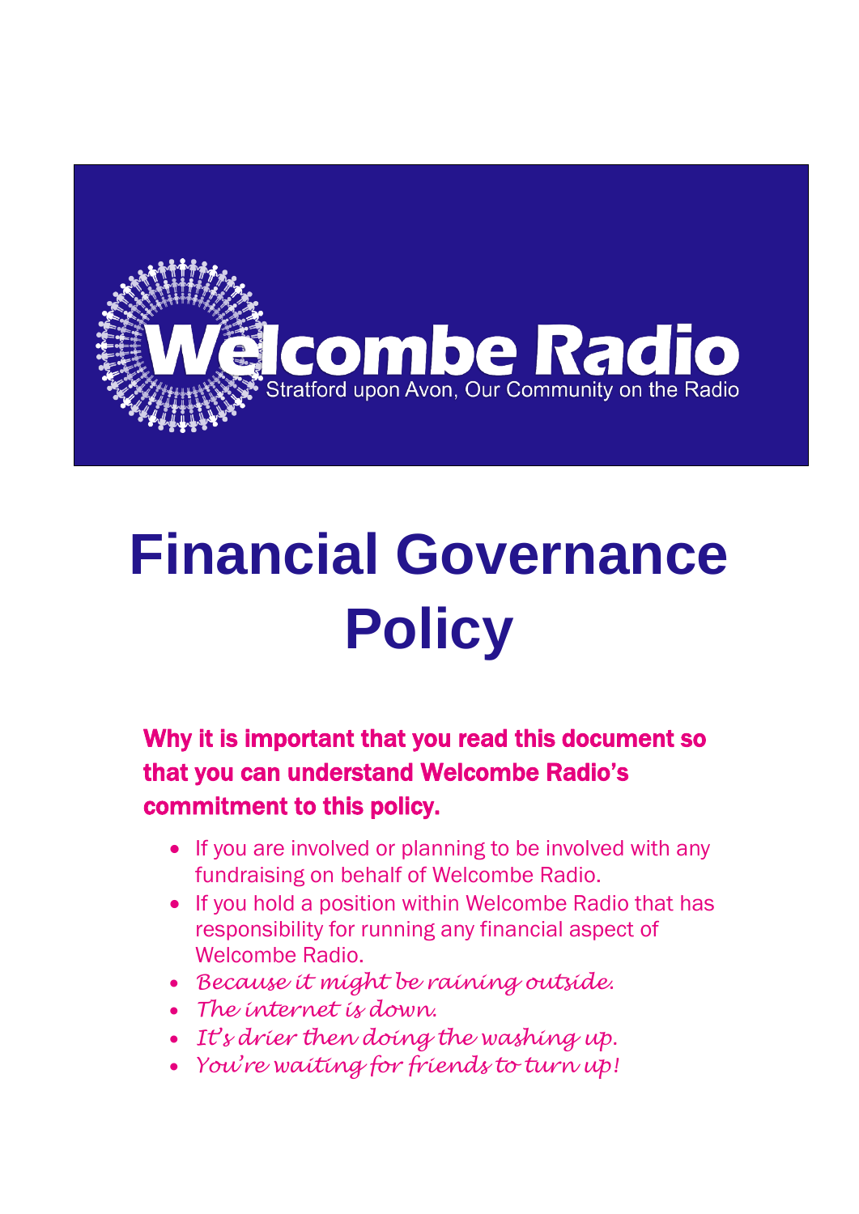Welcombe Radio

Stratford upon Avon, Our Community on the Radio

# Financial Governance Policy

## Why it is important that you read this document so that you can understand Welcombe Radio's commitment to this policy.

- If you are involved or planning to be involved with any fundraising on behalf of Welcombe Radio.
- If you hold a position within Welcombe Radio that has responsibility for running any financial aspect of Welcombe Radio.
- *Because it might be raining outside.*
- *The internet is down.*
- *It's drier then doing the washing up.*
- *You're waiting for friends to turn up!*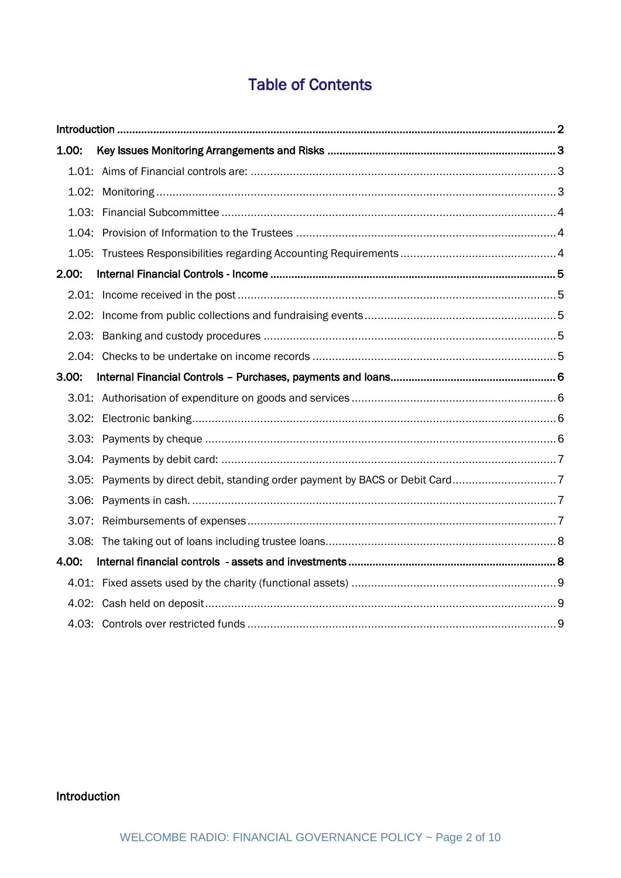# Table of Contents

- Introduction ........ 2
- **1.00: Key Issues Monitoring Arrangements and Risks** ........ 3
  - 1.01: Aims of Financial controls are: ........ 3
  - 1.02: Monitoring ........ 3
  - 1.03: Financial Subcommittee ........ 4
  - 1.04: Provision of Information to the Trustees ........ 4
  - 1.05: Trustees Responsibilities regarding Accounting Requirements ........ 4
- **2.00: Internal Financial Controls - Income** ........ 5
  - 2.01: Income received in the post ........ 5
  - 2.02: Income from public collections and fundraising events ........ 5
  - 2.03: Banking and custody procedures ........ 5
  - 2.04: Checks to be undertake on income records ........ 5
- **3.00: Internal Financial Controls – Purchases, payments and loans** ........ 6
  - 3.01: Authorisation of expenditure on goods and services ........ 6
  - 3.02: Electronic banking ........ 6
  - 3.03: Payments by cheque ........ 6
  - 3.04: Payments by debit card: ........ 7
  - 3.05: Payments by direct debit, standing order payment by BACS or Debit Card ........ 7
  - 3.06: Payments in cash. ........ 7
  - 3.07: Reimbursements of expenses ........ 7
  - 3.08: The taking out of loans including trustee loans ........ 8
- **4.00: Internal financial controls - assets and investments** ........ 8
  - 4.01: Fixed assets used by the charity (functional assets) ........ 9
  - 4.02: Cash held on deposit ........ 9
  - 4.03: Controls over restricted funds ........ 9

## Introduction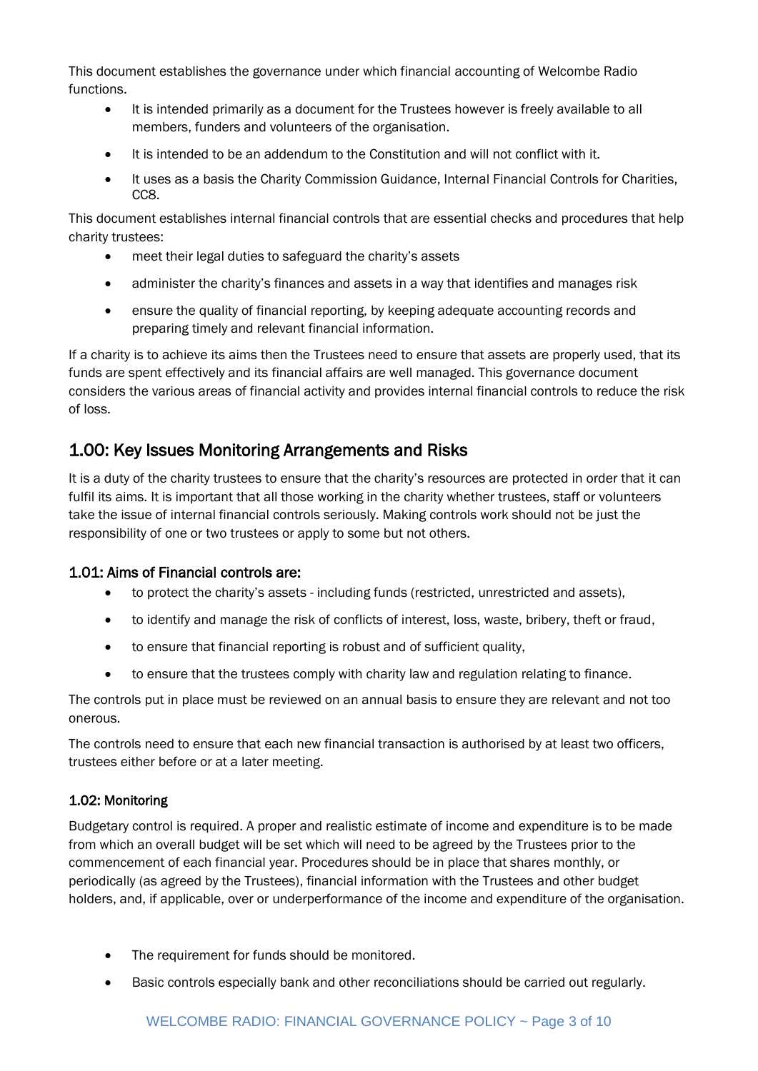This document establishes the governance under which financial accounting of Welcombe Radio functions.

- It is intended primarily as a document for the Trustees however is freely available to all members, funders and volunteers of the organisation.
- It is intended to be an addendum to the Constitution and will not conflict with it.
- It uses as a basis the Charity Commission Guidance, Internal Financial Controls for Charities, CC8.

This document establishes internal financial controls that are essential checks and procedures that help charity trustees:

- meet their legal duties to safeguard the charity's assets
- administer the charity's finances and assets in a way that identifies and manages risk
- ensure the quality of financial reporting, by keeping adequate accounting records and preparing timely and relevant financial information.

If a charity is to achieve its aims then the Trustees need to ensure that assets are properly used, that its funds are spent effectively and its financial affairs are well managed. This governance document considers the various areas of financial activity and provides internal financial controls to reduce the risk of loss.

## 1.00: Key Issues Monitoring Arrangements and Risks

It is a duty of the charity trustees to ensure that the charity's resources are protected in order that it can fulfil its aims. It is important that all those working in the charity whether trustees, staff or volunteers take the issue of internal financial controls seriously. Making controls work should not be just the responsibility of one or two trustees or apply to some but not others.

### 1.01: Aims of Financial controls are:

- to protect the charity's assets - including funds (restricted, unrestricted and assets),
- to identify and manage the risk of conflicts of interest, loss, waste, bribery, theft or fraud,
- to ensure that financial reporting is robust and of sufficient quality,
- to ensure that the trustees comply with charity law and regulation relating to finance.

The controls put in place must be reviewed on an annual basis to ensure they are relevant and not too onerous.

The controls need to ensure that each new financial transaction is authorised by at least two officers, trustees either before or at a later meeting.

### 1.02: Monitoring

Budgetary control is required. A proper and realistic estimate of income and expenditure is to be made from which an overall budget will be set which will need to be agreed by the Trustees prior to the commencement of each financial year. Procedures should be in place that shares monthly, or periodically (as agreed by the Trustees), financial information with the Trustees and other budget holders, and, if applicable, over or underperformance of the income and expenditure of the organisation.

- The requirement for funds should be monitored.
- Basic controls especially bank and other reconciliations should be carried out regularly.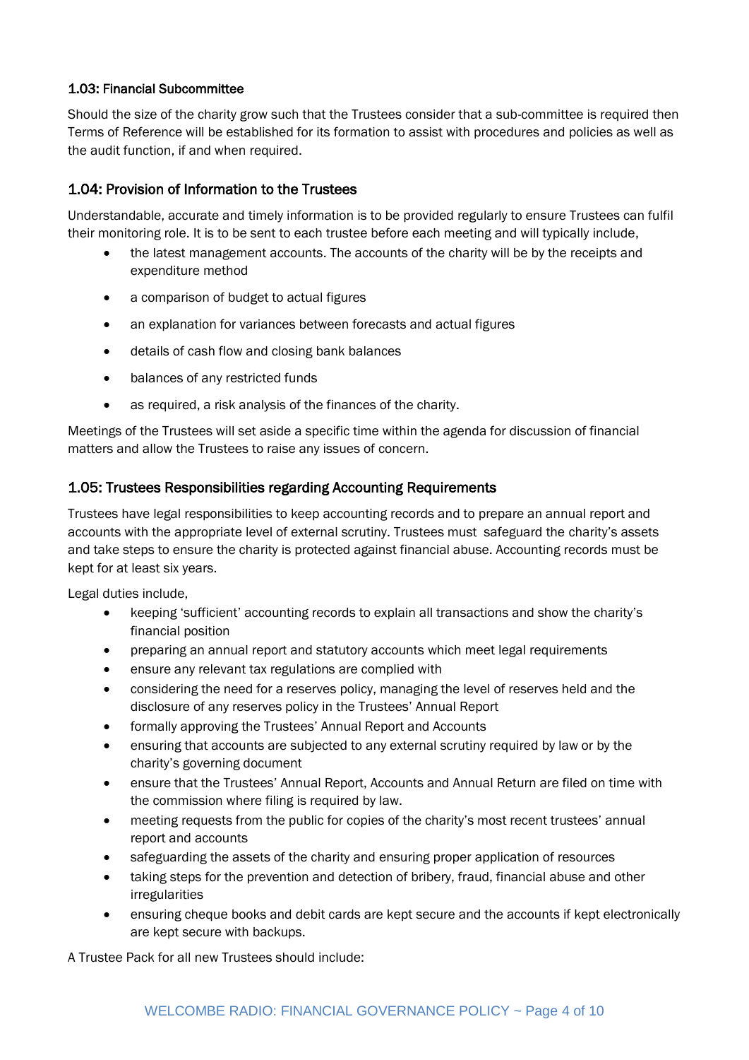### 1.03: Financial Subcommittee

Should the size of the charity grow such that the Trustees consider that a sub-committee is required then Terms of Reference will be established for its formation to assist with procedures and policies as well as the audit function, if and when required.

### 1.04: Provision of Information to the Trustees

Understandable, accurate and timely information is to be provided regularly to ensure Trustees can fulfil their monitoring role. It is to be sent to each trustee before each meeting and will typically include,

- the latest management accounts. The accounts of the charity will be by the receipts and expenditure method
- a comparison of budget to actual figures
- an explanation for variances between forecasts and actual figures
- details of cash flow and closing bank balances
- balances of any restricted funds
- as required, a risk analysis of the finances of the charity.

Meetings of the Trustees will set aside a specific time within the agenda for discussion of financial matters and allow the Trustees to raise any issues of concern.

### 1.05: Trustees Responsibilities regarding Accounting Requirements

Trustees have legal responsibilities to keep accounting records and to prepare an annual report and accounts with the appropriate level of external scrutiny. Trustees must safeguard the charity's assets and take steps to ensure the charity is protected against financial abuse. Accounting records must be kept for at least six years.

Legal duties include,

- keeping 'sufficient' accounting records to explain all transactions and show the charity's financial position
- preparing an annual report and statutory accounts which meet legal requirements
- ensure any relevant tax regulations are complied with
- considering the need for a reserves policy, managing the level of reserves held and the disclosure of any reserves policy in the Trustees' Annual Report
- formally approving the Trustees' Annual Report and Accounts
- ensuring that accounts are subjected to any external scrutiny required by law or by the charity's governing document
- ensure that the Trustees' Annual Report, Accounts and Annual Return are filed on time with the commission where filing is required by law.
- meeting requests from the public for copies of the charity's most recent trustees' annual report and accounts
- safeguarding the assets of the charity and ensuring proper application of resources
- taking steps for the prevention and detection of bribery, fraud, financial abuse and other irregularities
- ensuring cheque books and debit cards are kept secure and the accounts if kept electronically are kept secure with backups.

A Trustee Pack for all new Trustees should include: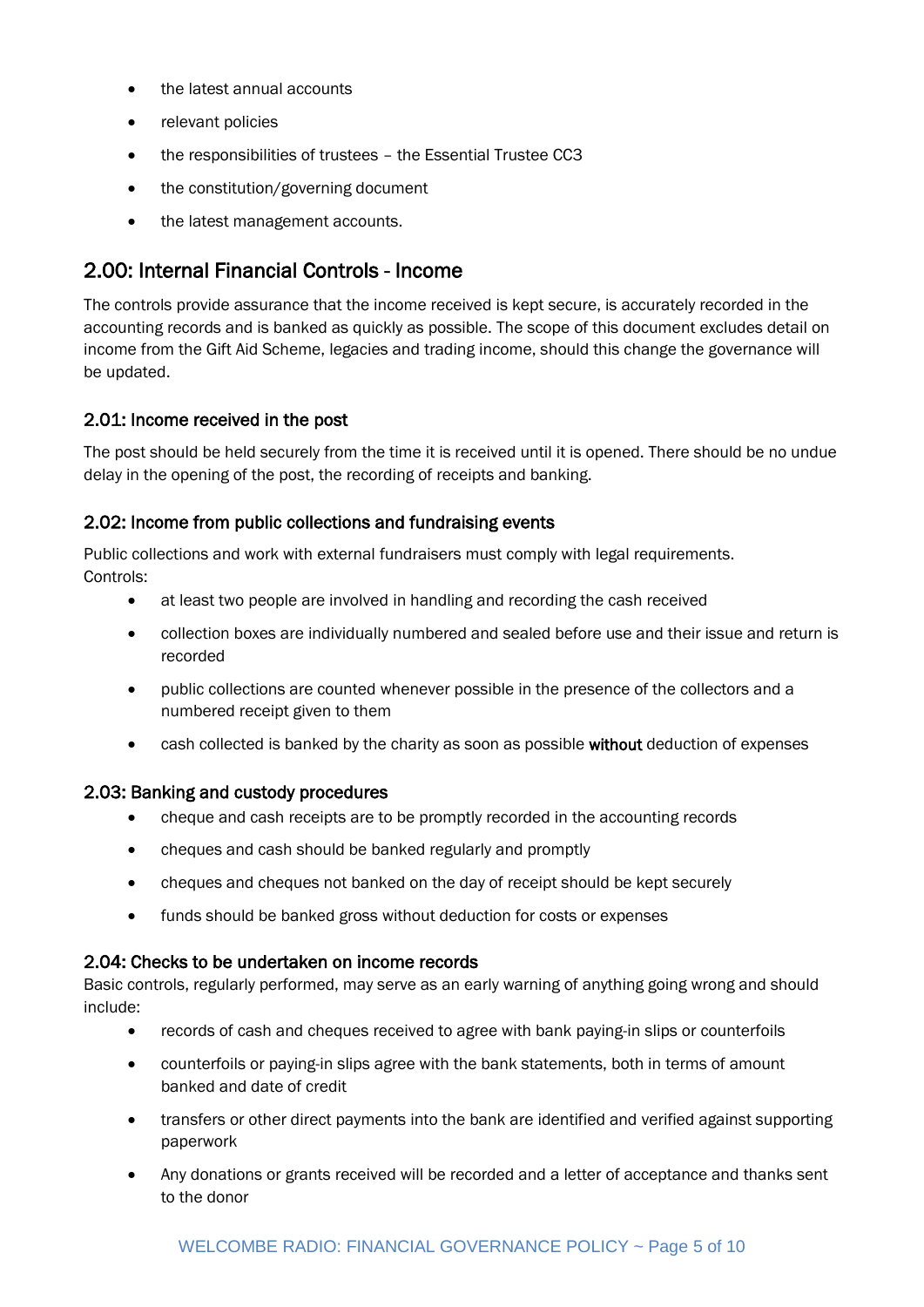- the latest annual accounts
- relevant policies
- the responsibilities of trustees – the Essential Trustee CC3
- the constitution/governing document
- the latest management accounts.

## 2.00: Internal Financial Controls - Income

The controls provide assurance that the income received is kept secure, is accurately recorded in the accounting records and is banked as quickly as possible. The scope of this document excludes detail on income from the Gift Aid Scheme, legacies and trading income, should this change the governance will be updated.

### 2.01: Income received in the post

The post should be held securely from the time it is received until it is opened. There should be no undue delay in the opening of the post, the recording of receipts and banking.

### 2.02: Income from public collections and fundraising events

Public collections and work with external fundraisers must comply with legal requirements.
Controls:

- at least two people are involved in handling and recording the cash received
- collection boxes are individually numbered and sealed before use and their issue and return is recorded
- public collections are counted whenever possible in the presence of the collectors and a numbered receipt given to them
- cash collected is banked by the charity as soon as possible **without** deduction of expenses

### 2.03: Banking and custody procedures

- cheque and cash receipts are to be promptly recorded in the accounting records
- cheques and cash should be banked regularly and promptly
- cheques and cheques not banked on the day of receipt should be kept securely
- funds should be banked gross without deduction for costs or expenses

### 2.04: Checks to be undertaken on income records

Basic controls, regularly performed, may serve as an early warning of anything going wrong and should include:

- records of cash and cheques received to agree with bank paying-in slips or counterfoils
- counterfoils or paying-in slips agree with the bank statements, both in terms of amount banked and date of credit
- transfers or other direct payments into the bank are identified and verified against supporting paperwork
- Any donations or grants received will be recorded and a letter of acceptance and thanks sent to the donor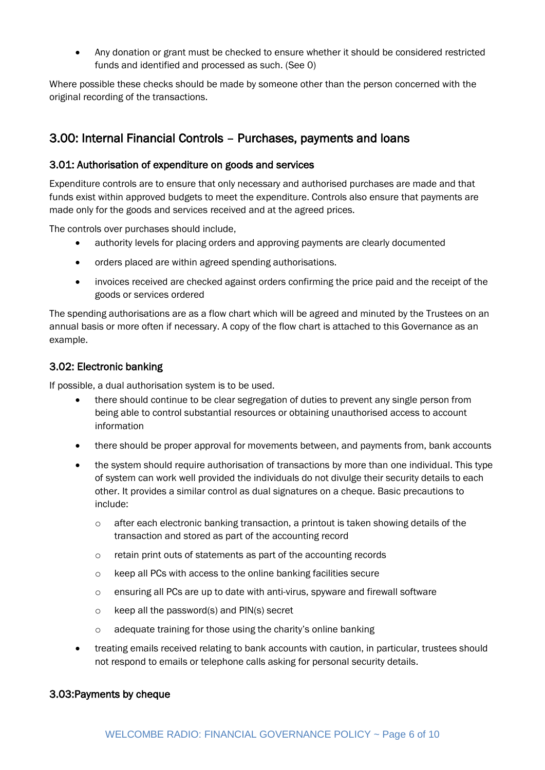- Any donation or grant must be checked to ensure whether it should be considered restricted funds and identified and processed as such. (See 0)

Where possible these checks should be made by someone other than the person concerned with the original recording of the transactions.

## 3.00: Internal Financial Controls – Purchases, payments and loans

### 3.01: Authorisation of expenditure on goods and services

Expenditure controls are to ensure that only necessary and authorised purchases are made and that funds exist within approved budgets to meet the expenditure. Controls also ensure that payments are made only for the goods and services received and at the agreed prices.

The controls over purchases should include,

- authority levels for placing orders and approving payments are clearly documented
- orders placed are within agreed spending authorisations.
- invoices received are checked against orders confirming the price paid and the receipt of the goods or services ordered

The spending authorisations are as a flow chart which will be agreed and minuted by the Trustees on an annual basis or more often if necessary. A copy of the flow chart is attached to this Governance as an example.

### 3.02: Electronic banking

If possible, a dual authorisation system is to be used.

- there should continue to be clear segregation of duties to prevent any single person from being able to control substantial resources or obtaining unauthorised access to account information
- there should be proper approval for movements between, and payments from, bank accounts
- the system should require authorisation of transactions by more than one individual. This type of system can work well provided the individuals do not divulge their security details to each other. It provides a similar control as dual signatures on a cheque. Basic precautions to include:
    - after each electronic banking transaction, a printout is taken showing details of the transaction and stored as part of the accounting record
    - retain print outs of statements as part of the accounting records
    - keep all PCs with access to the online banking facilities secure
    - ensuring all PCs are up to date with anti-virus, spyware and firewall software
    - keep all the password(s) and PIN(s) secret
    - adequate training for those using the charity's online banking
- treating emails received relating to bank accounts with caution, in particular, trustees should not respond to emails or telephone calls asking for personal security details.

### 3.03:Payments by cheque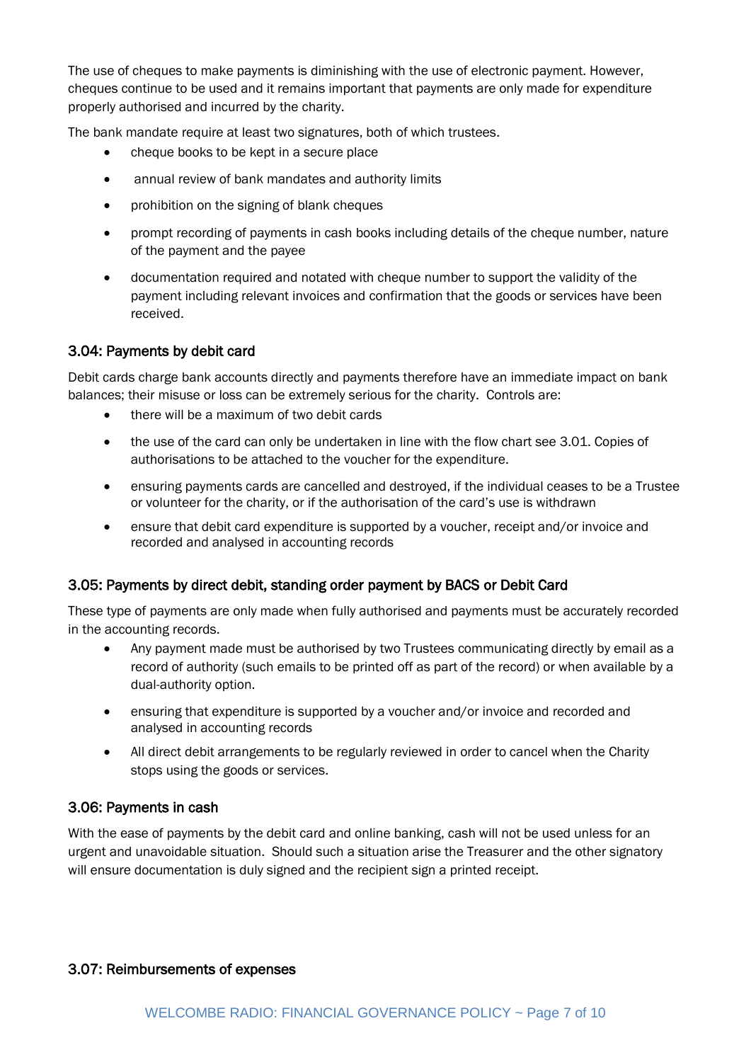The use of cheques to make payments is diminishing with the use of electronic payment. However, cheques continue to be used and it remains important that payments are only made for expenditure properly authorised and incurred by the charity.

The bank mandate require at least two signatures, both of which trustees.

- cheque books to be kept in a secure place
- annual review of bank mandates and authority limits
- prohibition on the signing of blank cheques
- prompt recording of payments in cash books including details of the cheque number, nature of the payment and the payee
- documentation required and notated with cheque number to support the validity of the payment including relevant invoices and confirmation that the goods or services have been received.

### 3.04: Payments by debit card

Debit cards charge bank accounts directly and payments therefore have an immediate impact on bank balances; their misuse or loss can be extremely serious for the charity. Controls are:

- there will be a maximum of two debit cards
- the use of the card can only be undertaken in line with the flow chart see 3.01. Copies of authorisations to be attached to the voucher for the expenditure.
- ensuring payments cards are cancelled and destroyed, if the individual ceases to be a Trustee or volunteer for the charity, or if the authorisation of the card's use is withdrawn
- ensure that debit card expenditure is supported by a voucher, receipt and/or invoice and recorded and analysed in accounting records

### 3.05: Payments by direct debit, standing order payment by BACS or Debit Card

These type of payments are only made when fully authorised and payments must be accurately recorded in the accounting records.

- Any payment made must be authorised by two Trustees communicating directly by email as a record of authority (such emails to be printed off as part of the record) or when available by a dual-authority option.
- ensuring that expenditure is supported by a voucher and/or invoice and recorded and analysed in accounting records
- All direct debit arrangements to be regularly reviewed in order to cancel when the Charity stops using the goods or services.

### 3.06: Payments in cash

With the ease of payments by the debit card and online banking, cash will not be used unless for an urgent and unavoidable situation. Should such a situation arise the Treasurer and the other signatory will ensure documentation is duly signed and the recipient sign a printed receipt.

### 3.07: Reimbursements of expenses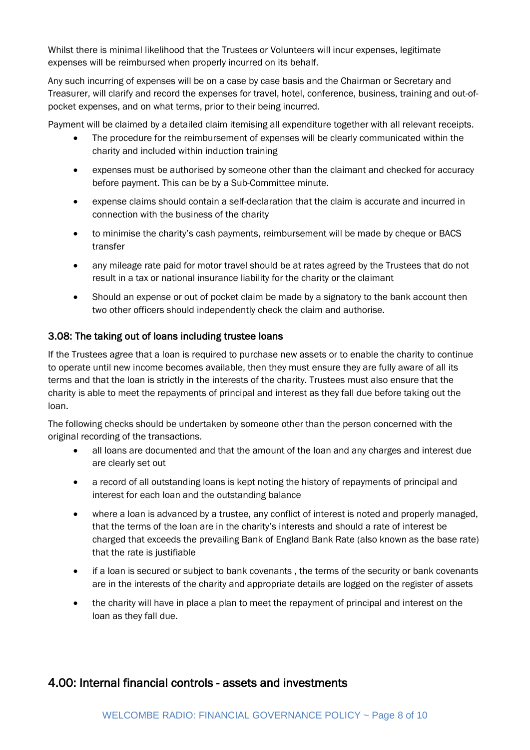Whilst there is minimal likelihood that the Trustees or Volunteers will incur expenses, legitimate expenses will be reimbursed when properly incurred on its behalf.

Any such incurring of expenses will be on a case by case basis and the Chairman or Secretary and Treasurer, will clarify and record the expenses for travel, hotel, conference, business, training and out-of-pocket expenses, and on what terms, prior to their being incurred.

Payment will be claimed by a detailed claim itemising all expenditure together with all relevant receipts.

- The procedure for the reimbursement of expenses will be clearly communicated within the charity and included within induction training
- expenses must be authorised by someone other than the claimant and checked for accuracy before payment. This can be by a Sub-Committee minute.
- expense claims should contain a self-declaration that the claim is accurate and incurred in connection with the business of the charity
- to minimise the charity's cash payments, reimbursement will be made by cheque or BACS transfer
- any mileage rate paid for motor travel should be at rates agreed by the Trustees that do not result in a tax or national insurance liability for the charity or the claimant
- Should an expense or out of pocket claim be made by a signatory to the bank account then two other officers should independently check the claim and authorise.

### 3.08: The taking out of loans including trustee loans

If the Trustees agree that a loan is required to purchase new assets or to enable the charity to continue to operate until new income becomes available, then they must ensure they are fully aware of all its terms and that the loan is strictly in the interests of the charity. Trustees must also ensure that the charity is able to meet the repayments of principal and interest as they fall due before taking out the loan.

The following checks should be undertaken by someone other than the person concerned with the original recording of the transactions.

- all loans are documented and that the amount of the loan and any charges and interest due are clearly set out
- a record of all outstanding loans is kept noting the history of repayments of principal and interest for each loan and the outstanding balance
- where a loan is advanced by a trustee, any conflict of interest is noted and properly managed, that the terms of the loan are in the charity's interests and should a rate of interest be charged that exceeds the prevailing Bank of England Bank Rate (also known as the base rate) that the rate is justifiable
- if a loan is secured or subject to bank covenants , the terms of the security or bank covenants are in the interests of the charity and appropriate details are logged on the register of assets
- the charity will have in place a plan to meet the repayment of principal and interest on the loan as they fall due.

## 4.00: Internal financial controls - assets and investments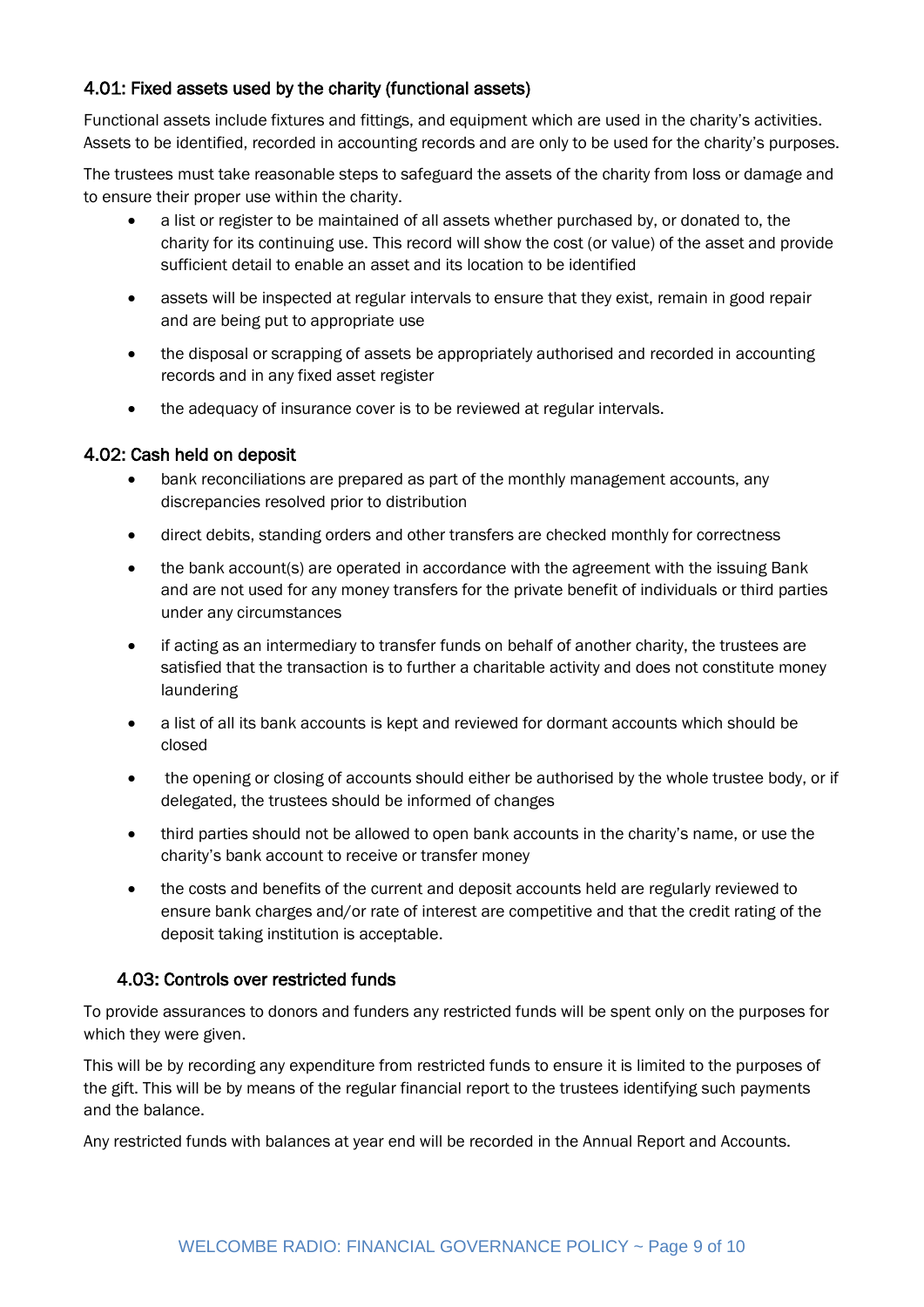### 4.01: Fixed assets used by the charity (functional assets)

Functional assets include fixtures and fittings, and equipment which are used in the charity's activities. Assets to be identified, recorded in accounting records and are only to be used for the charity's purposes.

The trustees must take reasonable steps to safeguard the assets of the charity from loss or damage and to ensure their proper use within the charity.

- a list or register to be maintained of all assets whether purchased by, or donated to, the charity for its continuing use. This record will show the cost (or value) of the asset and provide sufficient detail to enable an asset and its location to be identified
- assets will be inspected at regular intervals to ensure that they exist, remain in good repair and are being put to appropriate use
- the disposal or scrapping of assets be appropriately authorised and recorded in accounting records and in any fixed asset register
- the adequacy of insurance cover is to be reviewed at regular intervals.

### 4.02: Cash held on deposit

- bank reconciliations are prepared as part of the monthly management accounts, any discrepancies resolved prior to distribution
- direct debits, standing orders and other transfers are checked monthly for correctness
- the bank account(s) are operated in accordance with the agreement with the issuing Bank and are not used for any money transfers for the private benefit of individuals or third parties under any circumstances
- if acting as an intermediary to transfer funds on behalf of another charity, the trustees are satisfied that the transaction is to further a charitable activity and does not constitute money laundering
- a list of all its bank accounts is kept and reviewed for dormant accounts which should be closed
- the opening or closing of accounts should either be authorised by the whole trustee body, or if delegated, the trustees should be informed of changes
- third parties should not be allowed to open bank accounts in the charity's name, or use the charity's bank account to receive or transfer money
- the costs and benefits of the current and deposit accounts held are regularly reviewed to ensure bank charges and/or rate of interest are competitive and that the credit rating of the deposit taking institution is acceptable.

### 4.03: Controls over restricted funds

To provide assurances to donors and funders any restricted funds will be spent only on the purposes for which they were given.

This will be by recording any expenditure from restricted funds to ensure it is limited to the purposes of the gift. This will be by means of the regular financial report to the trustees identifying such payments and the balance.

Any restricted funds with balances at year end will be recorded in the Annual Report and Accounts.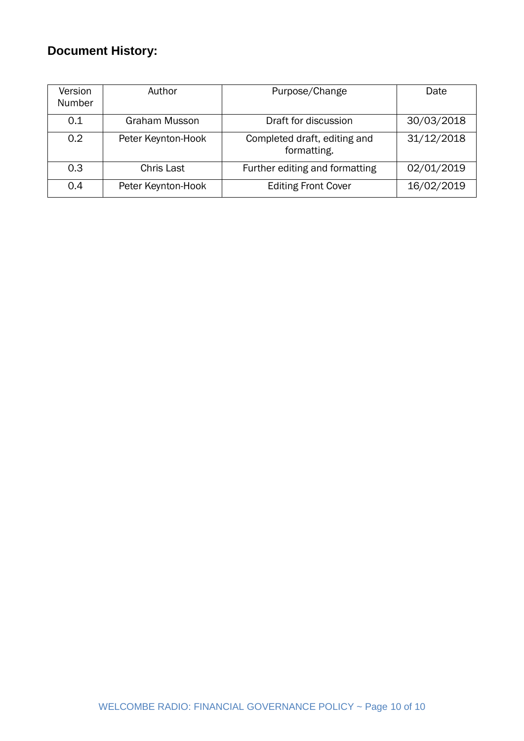## Document History:

| Version Number | Author | Purpose/Change | Date |
|---|---|---|---|
| 0.1 | Graham Musson | Draft for discussion | 30/03/2018 |
| 0.2 | Peter Keynton-Hook | Completed draft, editing and formatting. | 31/12/2018 |
| 0.3 | Chris Last | Further editing and formatting | 02/01/2019 |
| 0.4 | Peter Keynton-Hook | Editing Front Cover | 16/02/2019 |